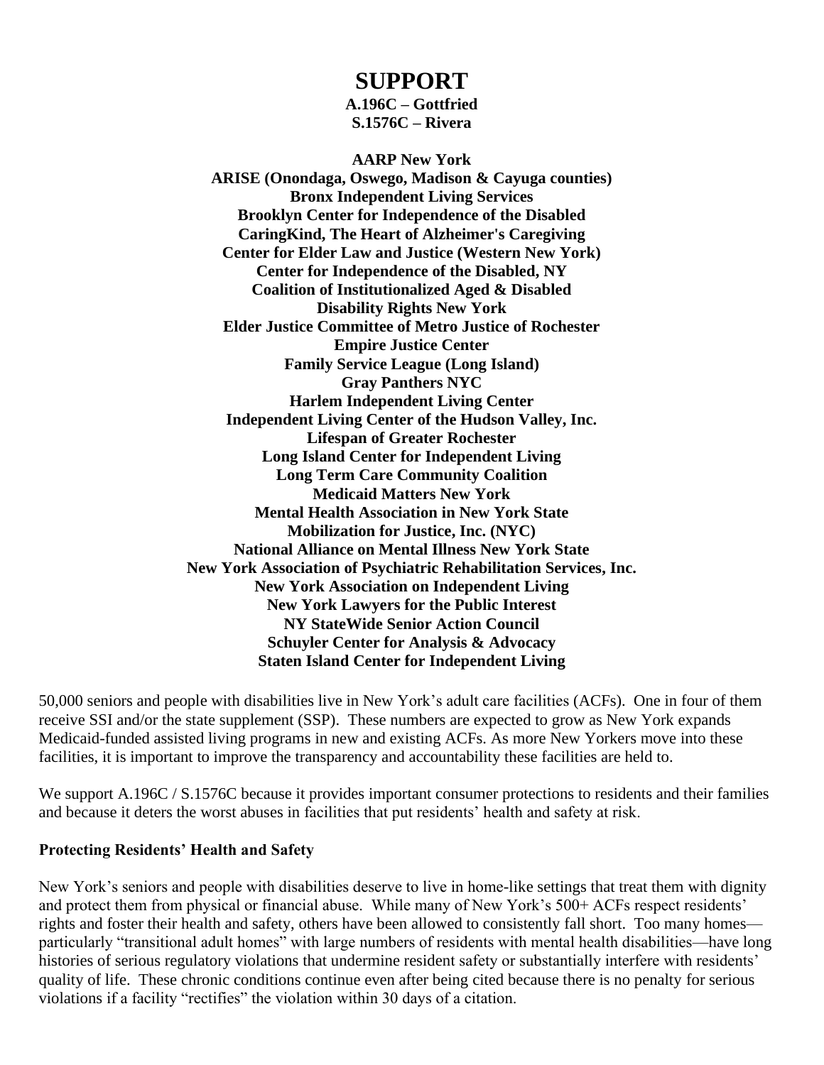# SUPPORT

**A.196C – Gottfried**
**S.1576C – Rivera**

**AARP New York**
**ARISE (Onondaga, Oswego, Madison & Cayuga counties)**
**Bronx Independent Living Services**
**Brooklyn Center for Independence of the Disabled**
**CaringKind, The Heart of Alzheimer's Caregiving**
**Center for Elder Law and Justice (Western New York)**
**Center for Independence of the Disabled, NY**
**Coalition of Institutionalized Aged & Disabled**
**Disability Rights New York**
**Elder Justice Committee of Metro Justice of Rochester**
**Empire Justice Center**
**Family Service League (Long Island)**
**Gray Panthers NYC**
**Harlem Independent Living Center**
**Independent Living Center of the Hudson Valley, Inc.**
**Lifespan of Greater Rochester**
**Long Island Center for Independent Living**
**Long Term Care Community Coalition**
**Medicaid Matters New York**
**Mental Health Association in New York State**
**Mobilization for Justice, Inc. (NYC)**
**National Alliance on Mental Illness New York State**
**New York Association of Psychiatric Rehabilitation Services, Inc.**
**New York Association on Independent Living**
**New York Lawyers for the Public Interest**
**NY StateWide Senior Action Council**
**Schuyler Center for Analysis & Advocacy**
**Staten Island Center for Independent Living**

50,000 seniors and people with disabilities live in New York's adult care facilities (ACFs). One in four of them receive SSI and/or the state supplement (SSP). These numbers are expected to grow as New York expands Medicaid-funded assisted living programs in new and existing ACFs. As more New Yorkers move into these facilities, it is important to improve the transparency and accountability these facilities are held to.

We support A.196C / S.1576C because it provides important consumer protections to residents and their families and because it deters the worst abuses in facilities that put residents' health and safety at risk.

**Protecting Residents' Health and Safety**

New York's seniors and people with disabilities deserve to live in home-like settings that treat them with dignity and protect them from physical or financial abuse. While many of New York's 500+ ACFs respect residents' rights and foster their health and safety, others have been allowed to consistently fall short. Too many homes—particularly "transitional adult homes" with large numbers of residents with mental health disabilities—have long histories of serious regulatory violations that undermine resident safety or substantially interfere with residents' quality of life. These chronic conditions continue even after being cited because there is no penalty for serious violations if a facility "rectifies" the violation within 30 days of a citation.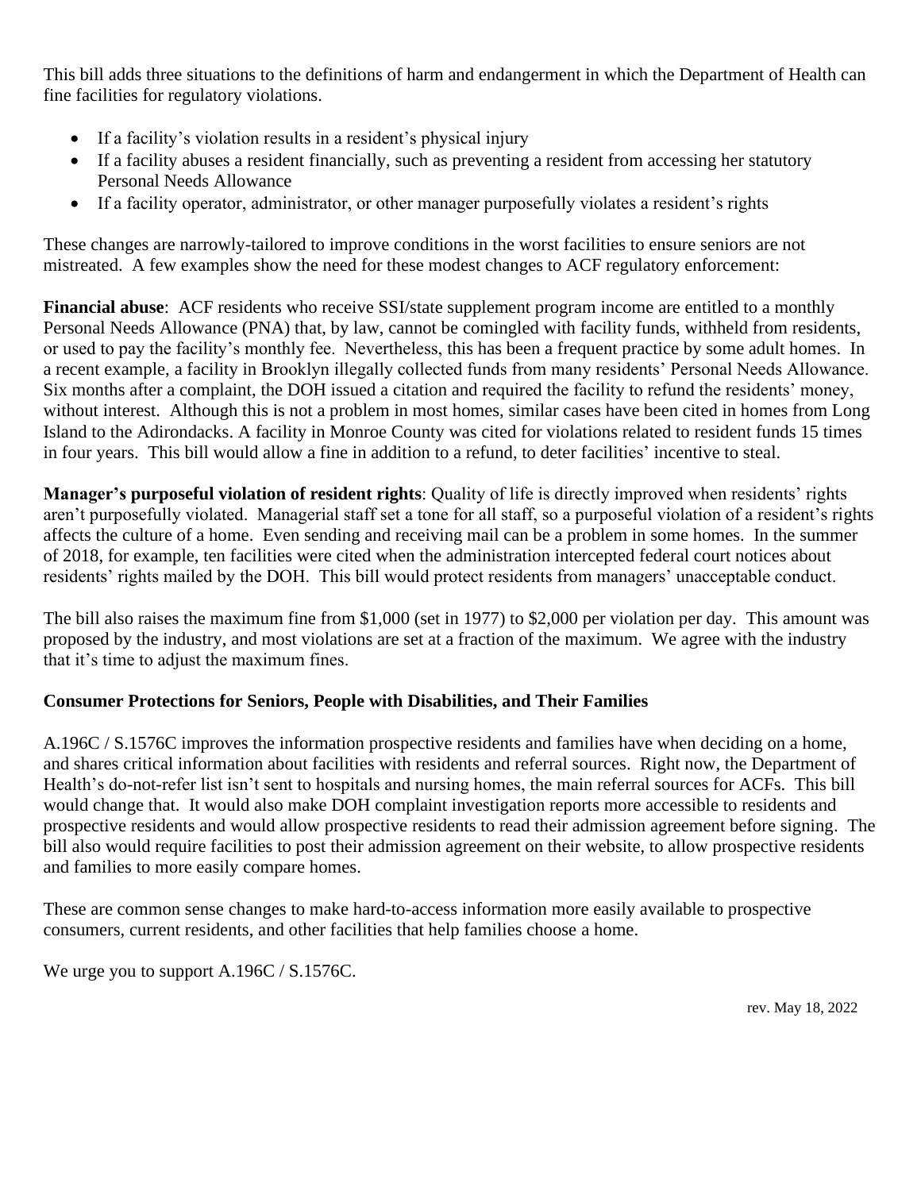This bill adds three situations to the definitions of harm and endangerment in which the Department of Health can fine facilities for regulatory violations.

- If a facility's violation results in a resident's physical injury
- If a facility abuses a resident financially, such as preventing a resident from accessing her statutory Personal Needs Allowance
- If a facility operator, administrator, or other manager purposefully violates a resident's rights

These changes are narrowly-tailored to improve conditions in the worst facilities to ensure seniors are not mistreated. A few examples show the need for these modest changes to ACF regulatory enforcement:

**Financial abuse**: ACF residents who receive SSI/state supplement program income are entitled to a monthly Personal Needs Allowance (PNA) that, by law, cannot be comingled with facility funds, withheld from residents, or used to pay the facility's monthly fee. Nevertheless, this has been a frequent practice by some adult homes. In a recent example, a facility in Brooklyn illegally collected funds from many residents' Personal Needs Allowance. Six months after a complaint, the DOH issued a citation and required the facility to refund the residents' money, without interest. Although this is not a problem in most homes, similar cases have been cited in homes from Long Island to the Adirondacks. A facility in Monroe County was cited for violations related to resident funds 15 times in four years. This bill would allow a fine in addition to a refund, to deter facilities' incentive to steal.

**Manager's purposeful violation of resident rights**: Quality of life is directly improved when residents' rights aren't purposefully violated. Managerial staff set a tone for all staff, so a purposeful violation of a resident's rights affects the culture of a home. Even sending and receiving mail can be a problem in some homes. In the summer of 2018, for example, ten facilities were cited when the administration intercepted federal court notices about residents' rights mailed by the DOH. This bill would protect residents from managers' unacceptable conduct.

The bill also raises the maximum fine from $1,000 (set in 1977) to $2,000 per violation per day. This amount was proposed by the industry, and most violations are set at a fraction of the maximum. We agree with the industry that it's time to adjust the maximum fines.

**Consumer Protections for Seniors, People with Disabilities, and Their Families**

A.196C / S.1576C improves the information prospective residents and families have when deciding on a home, and shares critical information about facilities with residents and referral sources. Right now, the Department of Health's do-not-refer list isn't sent to hospitals and nursing homes, the main referral sources for ACFs. This bill would change that. It would also make DOH complaint investigation reports more accessible to residents and prospective residents and would allow prospective residents to read their admission agreement before signing. The bill also would require facilities to post their admission agreement on their website, to allow prospective residents and families to more easily compare homes.

These are common sense changes to make hard-to-access information more easily available to prospective consumers, current residents, and other facilities that help families choose a home.

We urge you to support A.196C / S.1576C.

rev. May 18, 2022